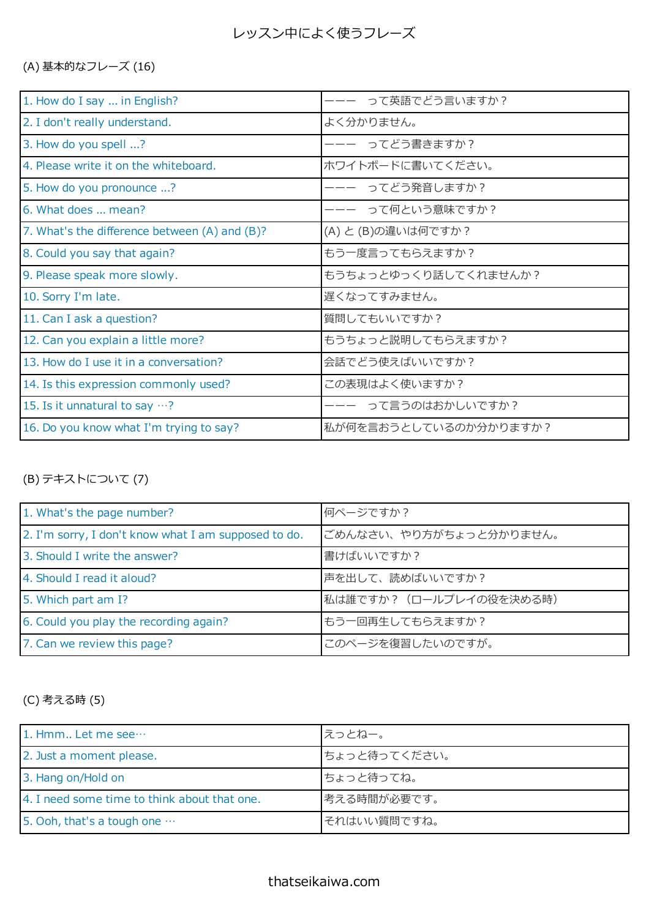# レッスン中によく使うフレーズ

## (A) 基本的なフレーズ (16)

| | |
|---|---|
| 1. How do I say ... in English? | ーーー　って英語でどう言いますか？ |
| 2. I don't really understand. | よく分かりません。 |
| 3. How do you spell ...? | ーーー　ってどう書きますか？ |
| 4. Please write it on the whiteboard. | ホワイトボードに書いてください。 |
| 5. How do you pronounce ...? | ーーー　ってどう発音しますか？ |
| 6. What does ... mean? | ーーー　って何という意味ですか？ |
| 7. What's the difference between (A) and (B)? | (A) と (B)の違いは何ですか？ |
| 8. Could you say that again? | もう一度言ってもらえますか？ |
| 9. Please speak more slowly. | もうちょっとゆっくり話してくれませんか？ |
| 10. Sorry I'm late. | 遅くなってすみません。 |
| 11. Can I ask a question? | 質問してもいいですか？ |
| 12. Can you explain a little more? | もうちょっと説明してもらえますか？ |
| 13. How do I use it in a conversation? | 会話でどう使えばいいですか？ |
| 14. Is this expression commonly used? | この表現はよく使いますか？ |
| 15. Is it unnatural to say …? | ーーー　って言うのはおかしいですか？ |
| 16. Do you know what I'm trying to say? | 私が何を言おうとしているのか分かりますか？ |

## (B) テキストについて (7)

| | |
|---|---|
| 1. What's the page number? | 何ページですか？ |
| 2. I'm sorry, I don't know what I am supposed to do. | ごめんなさい、やり方がちょっと分かりません。 |
| 3. Should I write the answer? | 書けばいいですか？ |
| 4. Should I read it aloud? | 声を出して、読めばいいですか？ |
| 5. Which part am I? | 私は誰ですか？（ロールプレイの役を決める時） |
| 6. Could you play the recording again? | もう一回再生してもらえますか？ |
| 7. Can we review this page? | このページを復習したいのですが。 |

## (C) 考える時 (5)

| | |
|---|---|
| 1. Hmm.. Let me see… | えっとねー。 |
| 2. Just a moment please. | ちょっと待ってください。 |
| 3. Hang on/Hold on | ちょっと待ってね。 |
| 4. I need some time to think about that one. | 考える時間が必要です。 |
| 5. Ooh, that's a tough one … | それはいい質問ですね。 |

thatseikaiwa.com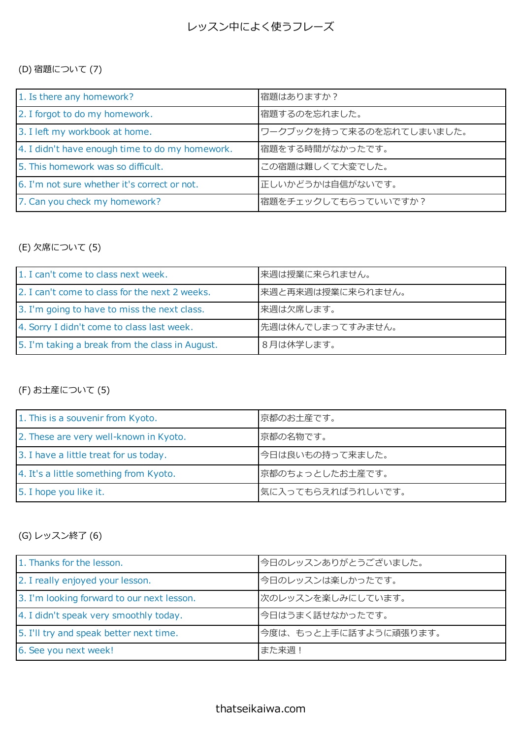# レッスン中によく使うフレーズ

## (D) 宿題について (7)

| | |
|---|---|
| 1. Is there any homework? | 宿題はありますか？ |
| 2. I forgot to do my homework. | 宿題するのを忘れました。 |
| 3. I left my workbook at home. | ワークブックを持って来るのを忘れてしまいました。 |
| 4. I didn't have enough time to do my homework. | 宿題をする時間がなかったです。 |
| 5. This homework was so difficult. | この宿題は難しくて大変でした。 |
| 6. I'm not sure whether it's correct or not. | 正しいかどうかは自信がないです。 |
| 7. Can you check my homework? | 宿題をチェックしてもらっていいですか？ |

## (E) 欠席について (5)

| | |
|---|---|
| 1. I can't come to class next week. | 来週は授業に来られません。 |
| 2. I can't come to class for the next 2 weeks. | 来週と再来週は授業に来られません。 |
| 3. I'm going to have to miss the next class. | 来週は欠席します。 |
| 4. Sorry I didn't come to class last week. | 先週は休んでしまってすみません。 |
| 5. I'm taking a break from the class in August. | ８月は休学します。 |

## (F) お土産について (5)

| | |
|---|---|
| 1. This is a souvenir from Kyoto. | 京都のお土産です。 |
| 2. These are very well-known in Kyoto. | 京都の名物です。 |
| 3. I have a little treat for us today. | 今日は良いもの持って来ました。 |
| 4. It's a little something from Kyoto. | 京都のちょっとしたお土産です。 |
| 5. I hope you like it. | 気に入ってもらえればうれしいです。 |

## (G) レッスン終了 (6)

| | |
|---|---|
| 1. Thanks for the lesson. | 今日のレッスンありがとうございました。 |
| 2. I really enjoyed your lesson. | 今日のレッスンは楽しかったです。 |
| 3. I'm looking forward to our next lesson. | 次のレッスンを楽しみにしています。 |
| 4. I didn't speak very smoothly today. | 今日はうまく話せなかったです。 |
| 5. I'll try and speak better next time. | 今度は、もっと上手に話すように頑張ります。 |
| 6. See you next week! | また来週！ |

thatseikaiwa.com